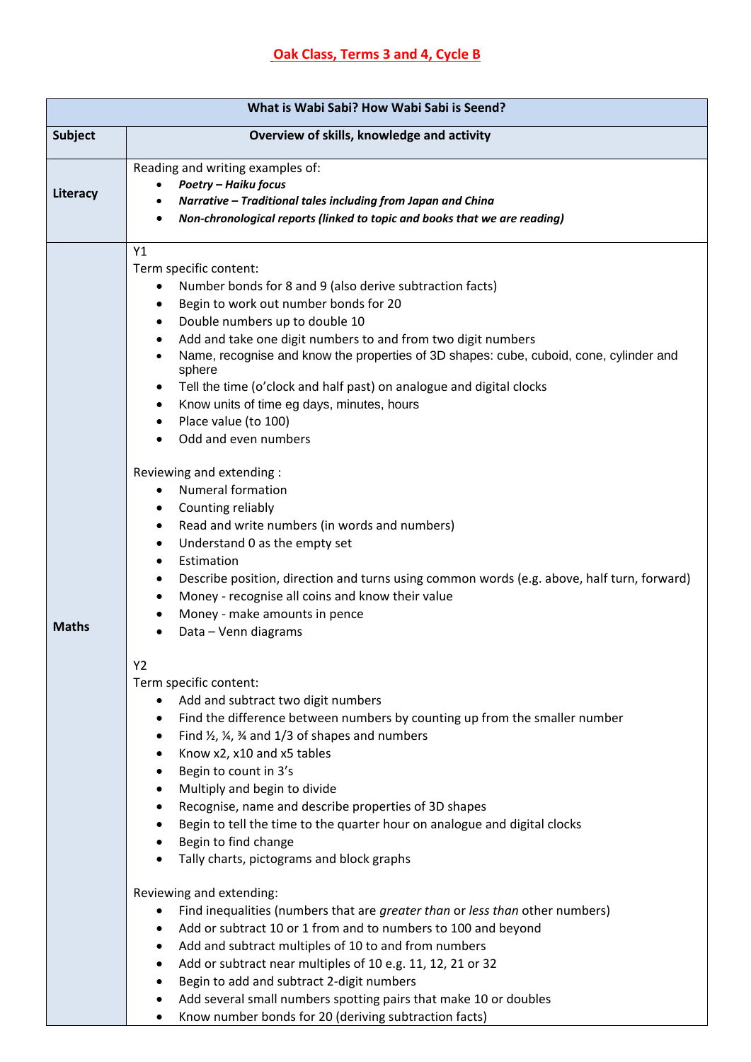# Oak Class, Terms 3 and 4, Cycle B

| What is Wabi Sabi? How Wabi Sabi is Seend? | |
|---|---|
| **Subject** | **Overview of skills, knowledge and activity** |
| **Literacy** | Reading and writing examples of:<br>• ***Poetry – Haiku focus***<br>• ***Narrative – Traditional tales including from Japan and China***<br>• ***Non-chronological reports (linked to topic and books that we are reading)*** |
| **Maths** | Y1<br>Term specific content:<br>• Number bonds for 8 and 9 (also derive subtraction facts)<br>• Begin to work out number bonds for 20<br>• Double numbers up to double 10<br>• Add and take one digit numbers to and from two digit numbers<br>• Name, recognise and know the properties of 3D shapes: cube, cuboid, cone, cylinder and sphere<br>• Tell the time (o'clock and half past) on analogue and digital clocks<br>• Know units of time eg days, minutes, hours<br>• Place value (to 100)<br>• Odd and even numbers<br><br>Reviewing and extending :<br>• Numeral formation<br>• Counting reliably<br>• Read and write numbers (in words and numbers)<br>• Understand 0 as the empty set<br>• Estimation<br>• Describe position, direction and turns using common words (e.g. above, half turn, forward)<br>• Money - recognise all coins and know their value<br>• Money - make amounts in pence<br>• Data – Venn diagrams<br><br>Y2<br>Term specific content:<br>• Add and subtract two digit numbers<br>• Find the difference between numbers by counting up from the smaller number<br>• Find ½, ¼, ¾ and 1/3 of shapes and numbers<br>• Know x2, x10 and x5 tables<br>• Begin to count in 3's<br>• Multiply and begin to divide<br>• Recognise, name and describe properties of 3D shapes<br>• Begin to tell the time to the quarter hour on analogue and digital clocks<br>• Begin to find change<br>• Tally charts, pictograms and block graphs<br><br>Reviewing and extending:<br>• Find inequalities (numbers that are *greater than* or *less than* other numbers)<br>• Add or subtract 10 or 1 from and to numbers to 100 and beyond<br>• Add and subtract multiples of 10 to and from numbers<br>• Add or subtract near multiples of 10 e.g. 11, 12, 21 or 32<br>• Begin to add and subtract 2-digit numbers<br>• Add several small numbers spotting pairs that make 10 or doubles<br>• Know number bonds for 20 (deriving subtraction facts) |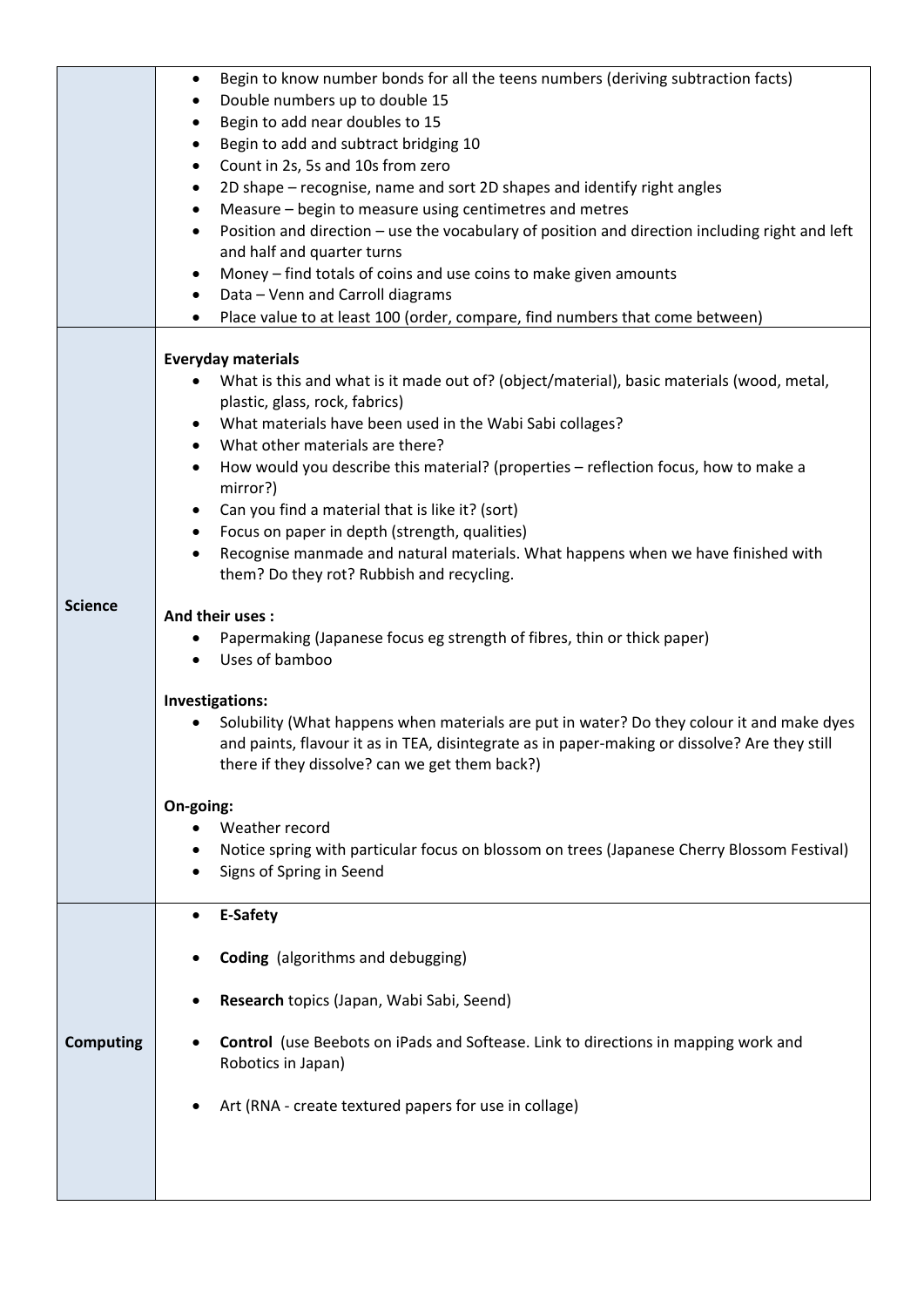| | |
|---|---|
| | • Begin to know number bonds for all the teens numbers (deriving subtraction facts)<br>• Double numbers up to double 15<br>• Begin to add near doubles to 15<br>• Begin to add and subtract bridging 10<br>• Count in 2s, 5s and 10s from zero<br>• 2D shape – recognise, name and sort 2D shapes and identify right angles<br>• Measure – begin to measure using centimetres and metres<br>• Position and direction – use the vocabulary of position and direction including right and left and half and quarter turns<br>• Money – find totals of coins and use coins to make given amounts<br>• Data – Venn and Carroll diagrams<br>• Place value to at least 100 (order, compare, find numbers that come between) |
| **Science** | **Everyday materials**<br>• What is this and what is it made out of? (object/material), basic materials (wood, metal, plastic, glass, rock, fabrics)<br>• What materials have been used in the Wabi Sabi collages?<br>• What other materials are there?<br>• How would you describe this material? (properties – reflection focus, how to make a mirror?)<br>• Can you find a material that is like it? (sort)<br>• Focus on paper in depth (strength, qualities)<br>• Recognise manmade and natural materials. What happens when we have finished with them? Do they rot? Rubbish and recycling.<br><br>**And their uses :**<br>• Papermaking (Japanese focus eg strength of fibres, thin or thick paper)<br>• Uses of bamboo<br><br>**Investigations:**<br>• Solubility (What happens when materials are put in water? Do they colour it and make dyes and paints, flavour it as in TEA, disintegrate as in paper-making or dissolve? Are they still there if they dissolve? can we get them back?)<br><br>**On-going:**<br>• Weather record<br>• Notice spring with particular focus on blossom on trees (Japanese Cherry Blossom Festival)<br>• Signs of Spring in Seend |
| **Computing** | • **E-Safety**<br>• **Coding** (algorithms and debugging)<br>• **Research** topics (Japan, Wabi Sabi, Seend)<br>• **Control** (use Beebots on iPads and Softease. Link to directions in mapping work and Robotics in Japan)<br>• Art (RNA - create textured papers for use in collage) |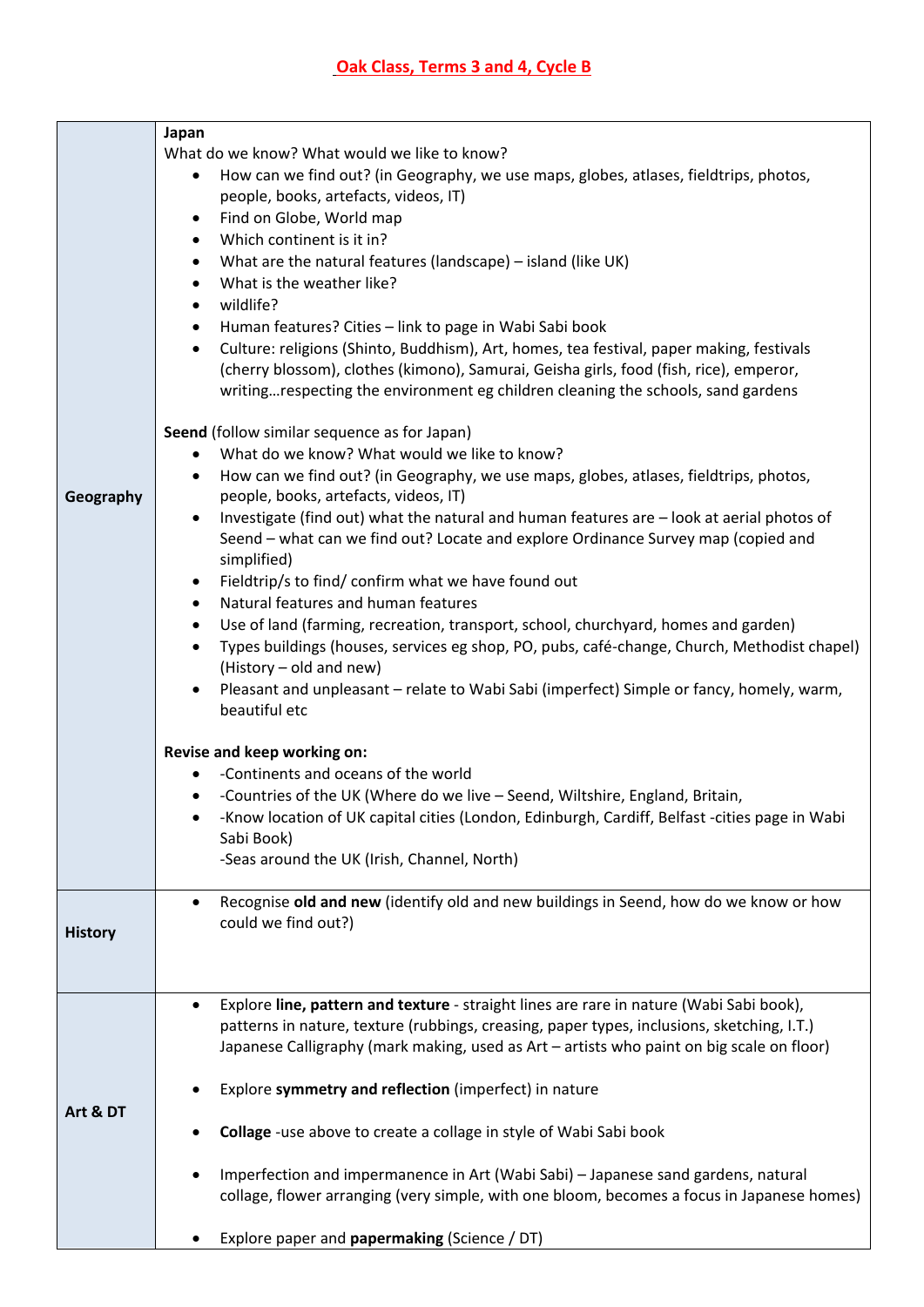# Oak Class, Terms 3 and 4, Cycle B

| | |
|---|---|
| **Geography** | **Japan**<br>What do we know? What would we like to know?<br>• How can we find out? (in Geography, we use maps, globes, atlases, fieldtrips, photos, people, books, artefacts, videos, IT)<br>• Find on Globe, World map<br>• Which continent is it in?<br>• What are the natural features (landscape) – island (like UK)<br>• What is the weather like?<br>• wildlife?<br>• Human features? Cities – link to page in Wabi Sabi book<br>• Culture: religions (Shinto, Buddhism), Art, homes, tea festival, paper making, festivals (cherry blossom), clothes (kimono), Samurai, Geisha girls, food (fish, rice), emperor, writing…respecting the environment eg children cleaning the schools, sand gardens<br><br>**Seend** (follow similar sequence as for Japan)<br>• What do we know? What would we like to know?<br>• How can we find out? (in Geography, we use maps, globes, atlases, fieldtrips, photos, people, books, artefacts, videos, IT)<br>• Investigate (find out) what the natural and human features are – look at aerial photos of Seend – what can we find out? Locate and explore Ordinance Survey map (copied and simplified)<br>• Fieldtrip/s to find/ confirm what we have found out<br>• Natural features and human features<br>• Use of land (farming, recreation, transport, school, churchyard, homes and garden)<br>• Types buildings (houses, services eg shop, PO, pubs, café-change, Church, Methodist chapel) (History – old and new)<br>• Pleasant and unpleasant – relate to Wabi Sabi (imperfect) Simple or fancy, homely, warm, beautiful etc<br><br>**Revise and keep working on:**<br>• -Continents and oceans of the world<br>• -Countries of the UK (Where do we live – Seend, Wiltshire, England, Britain,<br>• -Know location of UK capital cities (London, Edinburgh, Cardiff, Belfast -cities page in Wabi Sabi Book)<br>-Seas around the UK (Irish, Channel, North) |
| **History** | • Recognise **old and new** (identify old and new buildings in Seend, how do we know or how could we find out?) |
| **Art & DT** | • Explore **line, pattern and texture** - straight lines are rare in nature (Wabi Sabi book), patterns in nature, texture (rubbings, creasing, paper types, inclusions, sketching, I.T.) Japanese Calligraphy (mark making, used as Art – artists who paint on big scale on floor)<br><br>• Explore **symmetry and reflection** (imperfect) in nature<br><br>• **Collage** -use above to create a collage in style of Wabi Sabi book<br><br>• Imperfection and impermanence in Art (Wabi Sabi) – Japanese sand gardens, natural collage, flower arranging (very simple, with one bloom, becomes a focus in Japanese homes)<br><br>• Explore paper and **papermaking** (Science / DT) |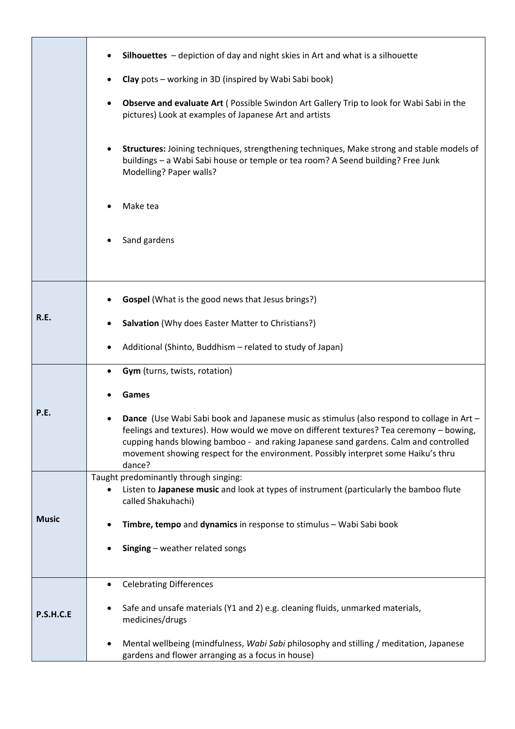| | |
|---|---|
| | • **Silhouettes** – depiction of day and night skies in Art and what is a silhouette<br><br>• **Clay** pots – working in 3D (inspired by Wabi Sabi book)<br><br>• **Observe and evaluate Art** ( Possible Swindon Art Gallery Trip to look for Wabi Sabi in the pictures) Look at examples of Japanese Art and artists<br><br>• **Structures:** Joining techniques, strengthening techniques, Make strong and stable models of buildings – a Wabi Sabi house or temple or tea room? A Seend building? Free Junk Modelling? Paper walls?<br><br>• Make tea<br><br>• Sand gardens |
| **R.E.** | • **Gospel** (What is the good news that Jesus brings?)<br><br>• **Salvation** (Why does Easter Matter to Christians?)<br><br>• Additional (Shinto, Buddhism – related to study of Japan) |
| **P.E.** | • **Gym** (turns, twists, rotation)<br><br>• **Games**<br><br>• **Dance** (Use Wabi Sabi book and Japanese music as stimulus (also respond to collage in Art – feelings and textures). How would we move on different textures? Tea ceremony – bowing, cupping hands blowing bamboo - and raking Japanese sand gardens. Calm and controlled movement showing respect for the environment. Possibly interpret some Haiku's thru dance? |
| **Music** | Taught predominantly through singing:<br>• Listen to **Japanese music** and look at types of instrument (particularly the bamboo flute called Shakuhachi)<br><br>• **Timbre, tempo** and **dynamics** in response to stimulus – Wabi Sabi book<br><br>• **Singing** – weather related songs |
| **P.S.H.C.E** | • Celebrating Differences<br><br>• Safe and unsafe materials (Y1 and 2) e.g. cleaning fluids, unmarked materials, medicines/drugs<br><br>• Mental wellbeing (mindfulness, *Wabi Sabi* philosophy and stilling / meditation, Japanese gardens and flower arranging as a focus in house) |